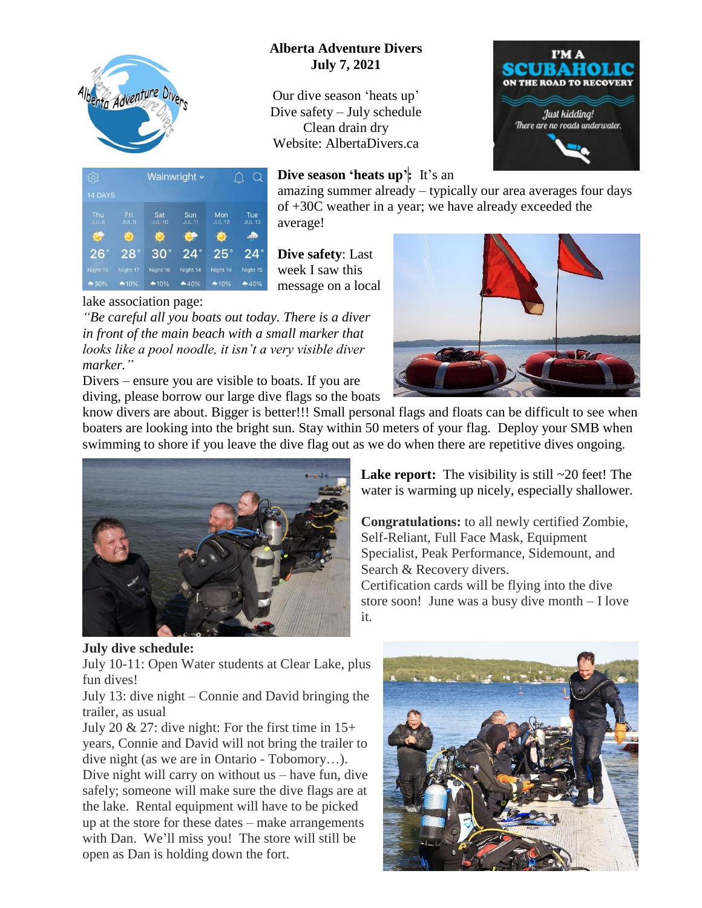# Alberta Adventure Divers
## July 7, 2021

Our dive season 'heats up'
Dive safety – July schedule
Clean drain dry
Website: AlbertaDivers.ca

**Dive season 'heats up':** It's an amazing summer already – typically our area averages four days of +30C weather in a year; we have already exceeded the average!

**Dive safety**: Last week I saw this message on a local lake association page:

*"Be careful all you boats out today. There is a diver in front of the main beach with a small marker that looks like a pool noodle, it isn't a very visible diver marker."*

Divers – ensure you are visible to boats. If you are diving, please borrow our large dive flags so the boats know divers are about. Bigger is better!!! Small personal flags and floats can be difficult to see when boaters are looking into the bright sun. Stay within 50 meters of your flag. Deploy your SMB when swimming to shore if you leave the dive flag out as we do when there are repetitive dives ongoing.

**Lake report:** The visibility is still ~20 feet! The water is warming up nicely, especially shallower.

**Congratulations:** to all newly certified Zombie, Self-Reliant, Full Face Mask, Equipment Specialist, Peak Performance, Sidemount, and Search & Recovery divers.
Certification cards will be flying into the dive store soon! June was a busy dive month – I love it.

**July dive schedule:**
July 10-11: Open Water students at Clear Lake, plus fun dives!
July 13: dive night – Connie and David bringing the trailer, as usual
July 20 & 27: dive night: For the first time in 15+ years, Connie and David will not bring the trailer to dive night (as we are in Ontario - Tobomory…). Dive night will carry on without us – have fun, dive safely; someone will make sure the dive flags are at the lake. Rental equipment will have to be picked up at the store for these dates – make arrangements with Dan. We'll miss you! The store will still be open as Dan is holding down the fort.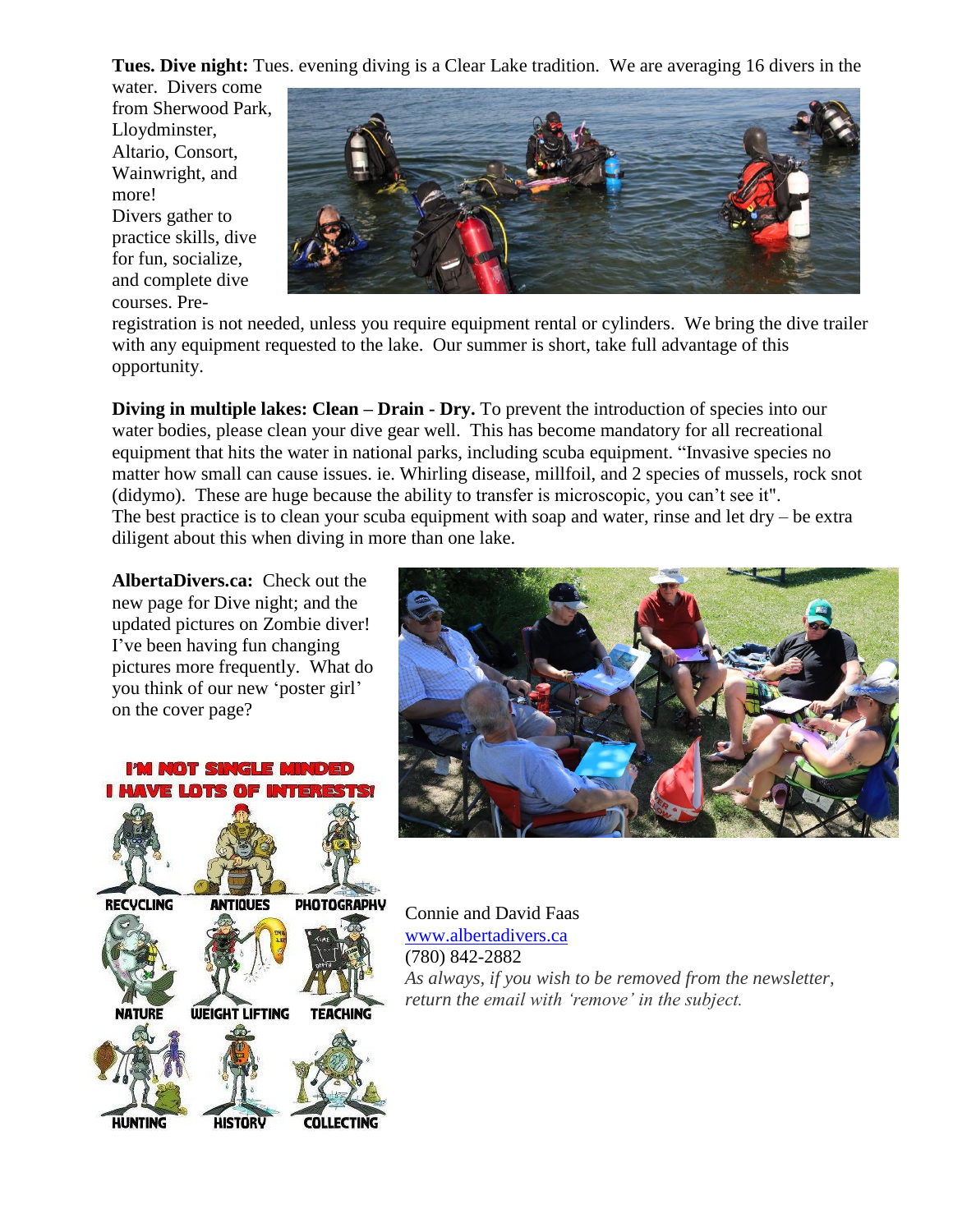**Tues. Dive night:** Tues. evening diving is a Clear Lake tradition. We are averaging 16 divers in the water. Divers come from Sherwood Park, Lloydminster, Altario, Consort, Wainwright, and more!

Divers gather to practice skills, dive for fun, socialize, and complete dive courses. Pre-registration is not needed, unless you require equipment rental or cylinders. We bring the dive trailer with any equipment requested to the lake. Our summer is short, take full advantage of this opportunity.

**Diving in multiple lakes: Clean – Drain - Dry.** To prevent the introduction of species into our water bodies, please clean your dive gear well. This has become mandatory for all recreational equipment that hits the water in national parks, including scuba equipment. "Invasive species no matter how small can cause issues. ie. Whirling disease, millfoil, and 2 species of mussels, rock snot (didymo). These are huge because the ability to transfer is microscopic, you can't see it".
The best practice is to clean your scuba equipment with soap and water, rinse and let dry – be extra diligent about this when diving in more than one lake.

**AlbertaDivers.ca:** Check out the new page for Dive night; and the updated pictures on Zombie diver! I've been having fun changing pictures more frequently. What do you think of our new 'poster girl' on the cover page?

I'M NOT SINGLE MINDED
I HAVE LOTS OF INTERESTS!

RECYCLING ANTIQUES PHOTOGRAPHY
NATURE WEIGHT LIFTING TEACHING
HUNTING HISTORY COLLECTING

Connie and David Faas
www.albertadivers.ca
(780) 842-2882
*As always, if you wish to be removed from the newsletter, return the email with 'remove' in the subject.*